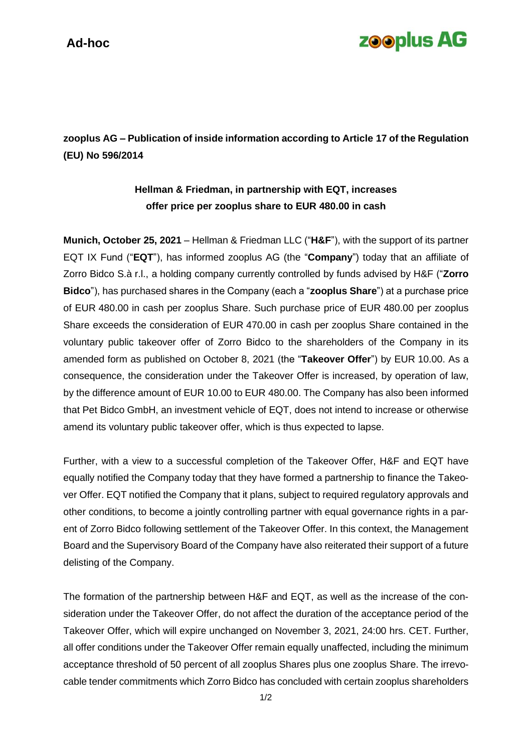**Ad-hoc**

**zooplus AG**

**zooplus AG – Publication of inside information according to Article 17 of the Regulation (EU) No 596/2014**

**Hellman & Friedman, in partnership with EQT, increases offer price per zooplus share to EUR 480.00 in cash**

**Munich, October 25, 2021** – Hellman & Friedman LLC ("**H&F**"), with the support of its partner EQT IX Fund ("**EQT**"), has informed zooplus AG (the "**Company**") today that an affiliate of Zorro Bidco S.à r.l., a holding company currently controlled by funds advised by H&F ("**Zorro Bidco**"), has purchased shares in the Company (each a "**zooplus Share**") at a purchase price of EUR 480.00 in cash per zooplus Share. Such purchase price of EUR 480.00 per zooplus Share exceeds the consideration of EUR 470.00 in cash per zooplus Share contained in the voluntary public takeover offer of Zorro Bidco to the shareholders of the Company in its amended form as published on October 8, 2021 (the "**Takeover Offer**") by EUR 10.00. As a consequence, the consideration under the Takeover Offer is increased, by operation of law, by the difference amount of EUR 10.00 to EUR 480.00. The Company has also been informed that Pet Bidco GmbH, an investment vehicle of EQT, does not intend to increase or otherwise amend its voluntary public takeover offer, which is thus expected to lapse.

Further, with a view to a successful completion of the Takeover Offer, H&F and EQT have equally notified the Company today that they have formed a partnership to finance the Takeover Offer. EQT notified the Company that it plans, subject to required regulatory approvals and other conditions, to become a jointly controlling partner with equal governance rights in a parent of Zorro Bidco following settlement of the Takeover Offer. In this context, the Management Board and the Supervisory Board of the Company have also reiterated their support of a future delisting of the Company.

The formation of the partnership between H&F and EQT, as well as the increase of the consideration under the Takeover Offer, do not affect the duration of the acceptance period of the Takeover Offer, which will expire unchanged on November 3, 2021, 24:00 hrs. CET. Further, all offer conditions under the Takeover Offer remain equally unaffected, including the minimum acceptance threshold of 50 percent of all zooplus Shares plus one zooplus Share. The irrevocable tender commitments which Zorro Bidco has concluded with certain zooplus shareholders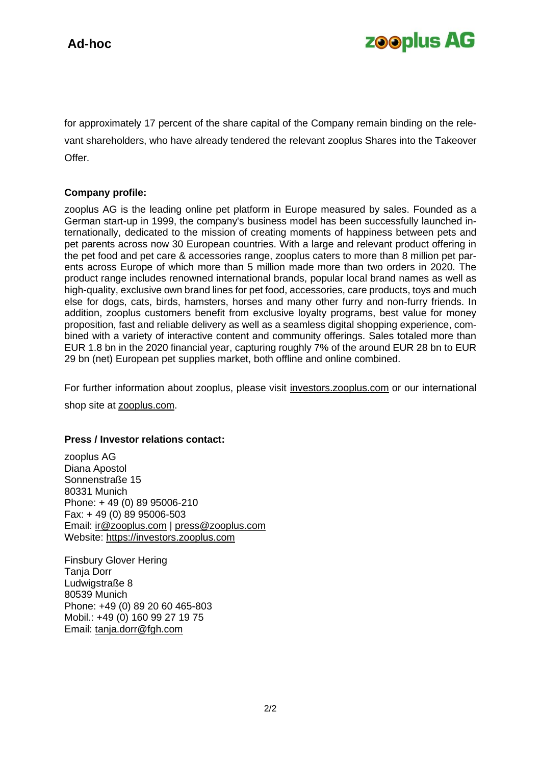for approximately 17 percent of the share capital of the Company remain binding on the relevant shareholders, who have already tendered the relevant zooplus Shares into the Takeover Offer.

**Company profile:**

zooplus AG is the leading online pet platform in Europe measured by sales. Founded as a German start-up in 1999, the company's business model has been successfully launched internationally, dedicated to the mission of creating moments of happiness between pets and pet parents across now 30 European countries. With a large and relevant product offering in the pet food and pet care & accessories range, zooplus caters to more than 8 million pet parents across Europe of which more than 5 million made more than two orders in 2020. The product range includes renowned international brands, popular local brand names as well as high-quality, exclusive own brand lines for pet food, accessories, care products, toys and much else for dogs, cats, birds, hamsters, horses and many other furry and non-furry friends. In addition, zooplus customers benefit from exclusive loyalty programs, best value for money proposition, fast and reliable delivery as well as a seamless digital shopping experience, combined with a variety of interactive content and community offerings. Sales totaled more than EUR 1.8 bn in the 2020 financial year, capturing roughly 7% of the around EUR 28 bn to EUR 29 bn (net) European pet supplies market, both offline and online combined.

For further information about zooplus, please visit investors.zooplus.com or our international shop site at zooplus.com.

**Press / Investor relations contact:**

zooplus AG
Diana Apostol
Sonnenstraße 15
80331 Munich
Phone: + 49 (0) 89 95006-210
Fax: + 49 (0) 89 95006-503
Email: ir@zooplus.com | press@zooplus.com
Website: https://investors.zooplus.com

Finsbury Glover Hering
Tanja Dorr
Ludwigstraße 8
80539 Munich
Phone: +49 (0) 89 20 60 465-803
Mobil.: +49 (0) 160 99 27 19 75
Email: tanja.dorr@fgh.com